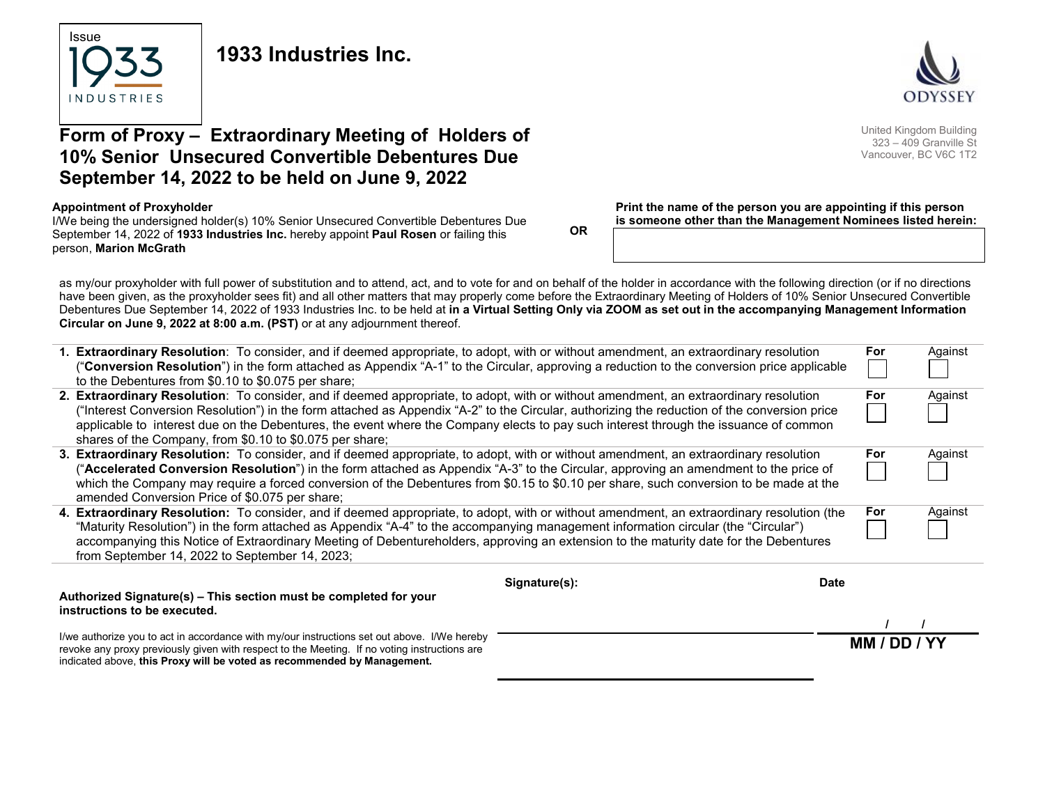Issue

1933 INDUSTRIES

# 1933 Industries Inc.

ODYSSEY

United Kingdom Building
323 – 409 Granville St
Vancouver, BC V6C 1T2

## Form of Proxy – Extraordinary Meeting of Holders of 10% Senior Unsecured Convertible Debentures Due September 14, 2022 to be held on June 9, 2022

**Appointment of Proxyholder**
I/We being the undersigned holder(s) 10% Senior Unsecured Convertible Debentures Due September 14, 2022 of **1933 Industries Inc.** hereby appoint **Paul Rosen** or failing this person, **Marion McGrath**

**OR**

**Print the name of the person you are appointing if this person is someone other than the Management Nominees listed herein:**

as my/our proxyholder with full power of substitution and to attend, act, and to vote for and on behalf of the holder in accordance with the following direction (or if no directions have been given, as the proxyholder sees fit) and all other matters that may properly come before the Extraordinary Meeting of Holders of 10% Senior Unsecured Convertible Debentures Due September 14, 2022 of 1933 Industries Inc. to be held at **in a Virtual Setting Only via ZOOM as set out in the accompanying Management Information Circular on June 9, 2022 at 8:00 a.m. (PST)** or at any adjournment thereof.

| | For | Against |
|---|---|---|
| 1. **Extraordinary Resolution**: To consider, and if deemed appropriate, to adopt, with or without amendment, an extraordinary resolution ("**Conversion Resolution**") in the form attached as Appendix "A-1" to the Circular, approving a reduction to the conversion price applicable to the Debentures from $0.10 to $0.075 per share; | ☐ | ☐ |
| 2. **Extraordinary Resolution**: To consider, and if deemed appropriate, to adopt, with or without amendment, an extraordinary resolution ("Interest Conversion Resolution") in the form attached as Appendix "A-2" to the Circular, authorizing the reduction of the conversion price applicable to interest due on the Debentures, the event where the Company elects to pay such interest through the issuance of common shares of the Company, from $0.10 to $0.075 per share; | ☐ | ☐ |
| 3. **Extraordinary Resolution:** To consider, and if deemed appropriate, to adopt, with or without amendment, an extraordinary resolution ("**Accelerated Conversion Resolution**") in the form attached as Appendix "A-3" to the Circular, approving an amendment to the price of which the Company may require a forced conversion of the Debentures from $0.15 to $0.10 per share, such conversion to be made at the amended Conversion Price of $0.075 per share; | ☐ | ☐ |
| 4. **Extraordinary Resolution:** To consider, and if deemed appropriate, to adopt, with or without amendment, an extraordinary resolution (the "Maturity Resolution") in the form attached as Appendix "A-4" to the accompanying management information circular (the "Circular") accompanying this Notice of Extraordinary Meeting of Debentureholders, approving an extension to the maturity date for the Debentures from September 14, 2022 to September 14, 2023; | ☐ | ☐ |

**Authorized Signature(s) – This section must be completed for your instructions to be executed.**

I/we authorize you to act in accordance with my/our instructions set out above. I/We hereby revoke any proxy previously given with respect to the Meeting. If no voting instructions are indicated above, **this Proxy will be voted as recommended by Management.**

**Signature(s):** ______________________

**Date** ____ / ____ / ____
**MM / DD / YY**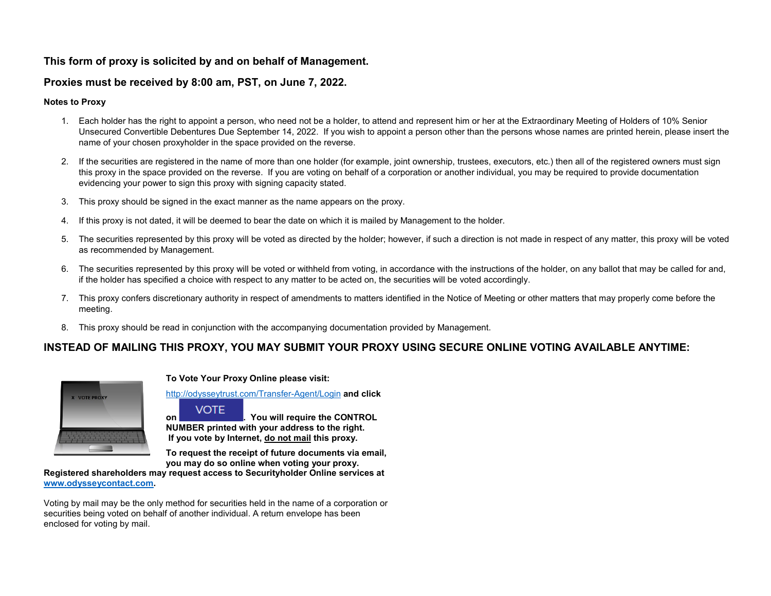## This form of proxy is solicited by and on behalf of Management.

## Proxies must be received by 8:00 am, PST, on June 7, 2022.

**Notes to Proxy**

1. Each holder has the right to appoint a person, who need not be a holder, to attend and represent him or her at the Extraordinary Meeting of Holders of 10% Senior Unsecured Convertible Debentures Due September 14, 2022. If you wish to appoint a person other than the persons whose names are printed herein, please insert the name of your chosen proxyholder in the space provided on the reverse.

2. If the securities are registered in the name of more than one holder (for example, joint ownership, trustees, executors, etc.) then all of the registered owners must sign this proxy in the space provided on the reverse. If you are voting on behalf of a corporation or another individual, you may be required to provide documentation evidencing your power to sign this proxy with signing capacity stated.

3. This proxy should be signed in the exact manner as the name appears on the proxy.

4. If this proxy is not dated, it will be deemed to bear the date on which it is mailed by Management to the holder.

5. The securities represented by this proxy will be voted as directed by the holder; however, if such a direction is not made in respect of any matter, this proxy will be voted as recommended by Management.

6. The securities represented by this proxy will be voted or withheld from voting, in accordance with the instructions of the holder, on any ballot that may be called for and, if the holder has specified a choice with respect to any matter to be acted on, the securities will be voted accordingly.

7. This proxy confers discretionary authority in respect of amendments to matters identified in the Notice of Meeting or other matters that may properly come before the meeting.

8. This proxy should be read in conjunction with the accompanying documentation provided by Management.

## INSTEAD OF MAILING THIS PROXY, YOU MAY SUBMIT YOUR PROXY USING SECURE ONLINE VOTING AVAILABLE ANYTIME:

X VOTE PROXY

**To Vote Your Proxy Online please visit:**

http://odysseytrust.com/Transfer-Agent/Login **and click on** VOTE**. You will require the CONTROL NUMBER printed with your address to the right. If you vote by Internet, do not mail this proxy.**

**To request the receipt of future documents via email, you may do so online when voting your proxy.**

**Registered shareholders may request access to Securityholder Online services at www.odysseycontact.com.**

Voting by mail may be the only method for securities held in the name of a corporation or securities being voted on behalf of another individual. A return envelope has been enclosed for voting by mail.